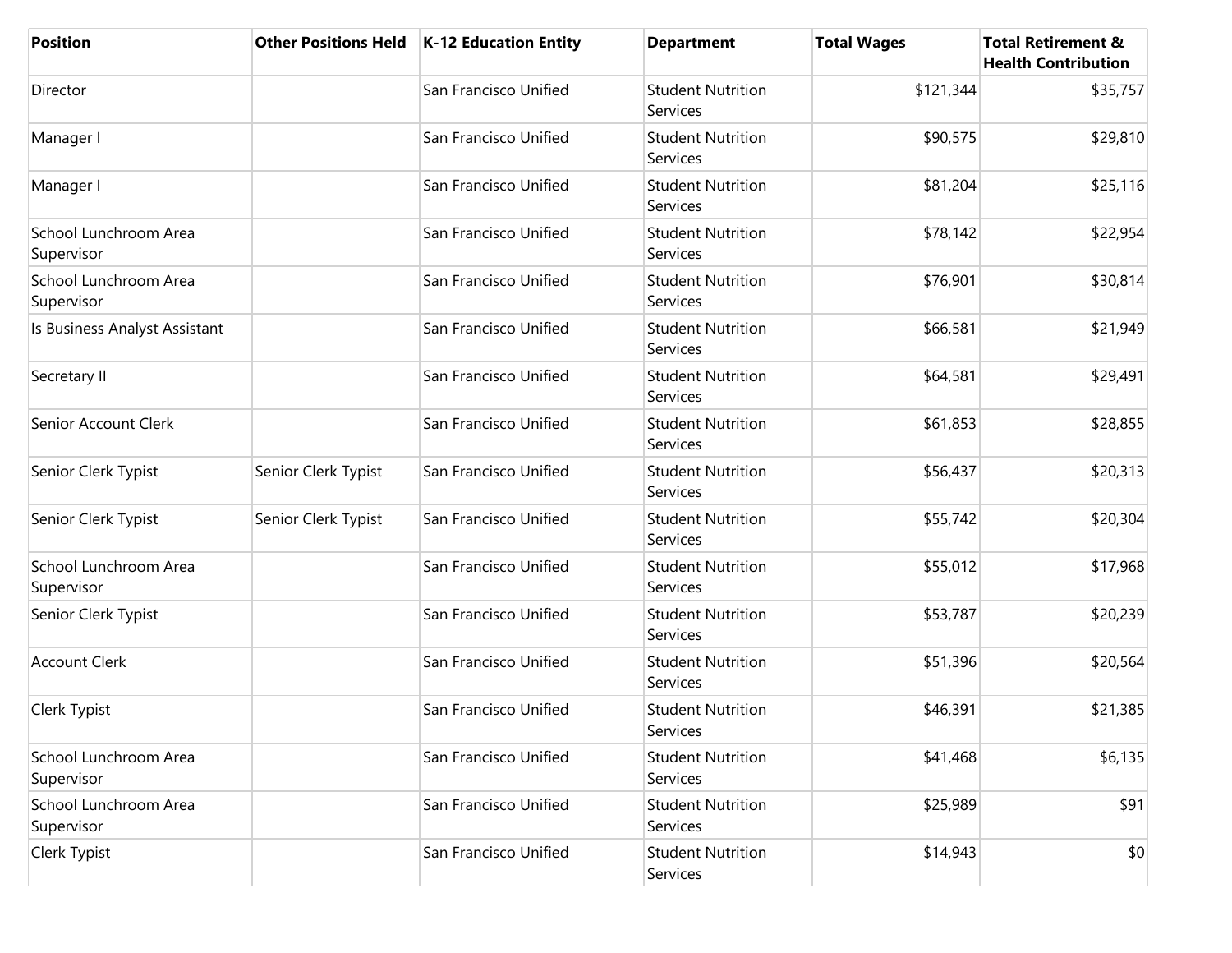| Position | Other Positions Held | K-12 Education Entity | Department | Total Wages | Total Retirement & Health Contribution |
| --- | --- | --- | --- | --- | --- |
| Director | | San Francisco Unified | Student Nutrition Services | $121,344 | $35,757 |
| Manager I | | San Francisco Unified | Student Nutrition Services | $90,575 | $29,810 |
| Manager I | | San Francisco Unified | Student Nutrition Services | $81,204 | $25,116 |
| School Lunchroom Area Supervisor | | San Francisco Unified | Student Nutrition Services | $78,142 | $22,954 |
| School Lunchroom Area Supervisor | | San Francisco Unified | Student Nutrition Services | $76,901 | $30,814 |
| Is Business Analyst Assistant | | San Francisco Unified | Student Nutrition Services | $66,581 | $21,949 |
| Secretary II | | San Francisco Unified | Student Nutrition Services | $64,581 | $29,491 |
| Senior Account Clerk | | San Francisco Unified | Student Nutrition Services | $61,853 | $28,855 |
| Senior Clerk Typist | Senior Clerk Typist | San Francisco Unified | Student Nutrition Services | $56,437 | $20,313 |
| Senior Clerk Typist | Senior Clerk Typist | San Francisco Unified | Student Nutrition Services | $55,742 | $20,304 |
| School Lunchroom Area Supervisor | | San Francisco Unified | Student Nutrition Services | $55,012 | $17,968 |
| Senior Clerk Typist | | San Francisco Unified | Student Nutrition Services | $53,787 | $20,239 |
| Account Clerk | | San Francisco Unified | Student Nutrition Services | $51,396 | $20,564 |
| Clerk Typist | | San Francisco Unified | Student Nutrition Services | $46,391 | $21,385 |
| School Lunchroom Area Supervisor | | San Francisco Unified | Student Nutrition Services | $41,468 | $6,135 |
| School Lunchroom Area Supervisor | | San Francisco Unified | Student Nutrition Services | $25,989 | $91 |
| Clerk Typist | | San Francisco Unified | Student Nutrition Services | $14,943 | $0 |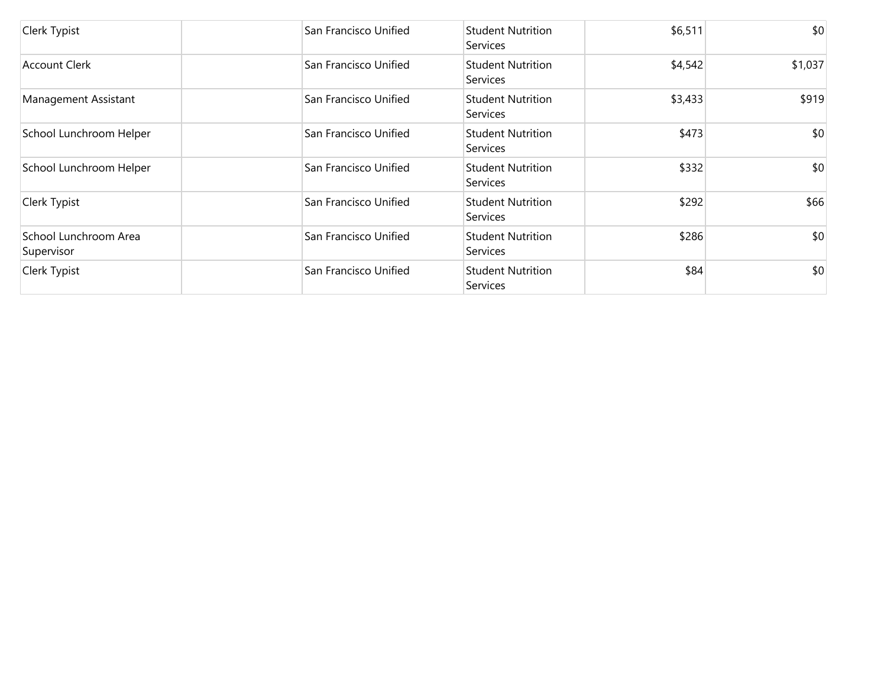| | | | | | |
|---|---|---|---|---|---|
| Clerk Typist | | San Francisco Unified | Student Nutrition Services | $6,511 | $0 |
| Account Clerk | | San Francisco Unified | Student Nutrition Services | $4,542 | $1,037 |
| Management Assistant | | San Francisco Unified | Student Nutrition Services | $3,433 | $919 |
| School Lunchroom Helper | | San Francisco Unified | Student Nutrition Services | $473 | $0 |
| School Lunchroom Helper | | San Francisco Unified | Student Nutrition Services | $332 | $0 |
| Clerk Typist | | San Francisco Unified | Student Nutrition Services | $292 | $66 |
| School Lunchroom Area Supervisor | | San Francisco Unified | Student Nutrition Services | $286 | $0 |
| Clerk Typist | | San Francisco Unified | Student Nutrition Services | $84 | $0 |